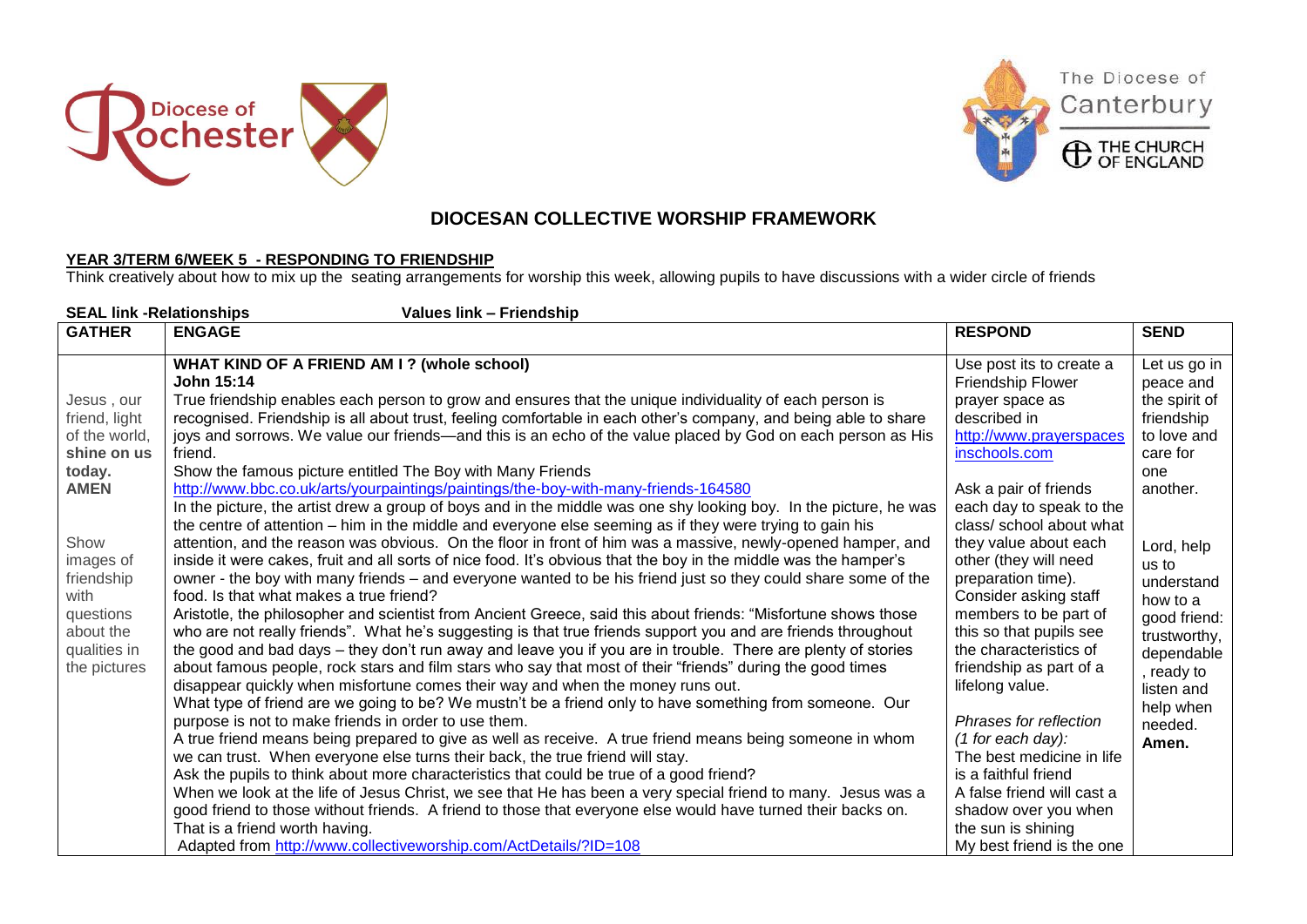# DIOCESAN COLLECTIVE WORSHIP FRAMEWORK

**YEAR 3/TERM 6/WEEK 5 - RESPONDING TO FRIENDSHIP**

Think creatively about how to mix up the seating arrangements for worship this week, allowing pupils to have discussions with a wider circle of friends

**SEAL link -Relationships** **Values link – Friendship**

| GATHER | ENGAGE | RESPOND | SEND |
|---|---|---|---|
| Jesus , our friend, light of the world, **shine on us today. AMEN**<br><br>Show images of friendship with questions about the qualities in the pictures | **WHAT KIND OF A FRIEND AM I ? (whole school)**<br>**John 15:14**<br>True friendship enables each person to grow and ensures that the unique individuality of each person is recognised. Friendship is all about trust, feeling comfortable in each other's company, and being able to share joys and sorrows. We value our friends—and this is an echo of the value placed by God on each person as His friend.<br>Show the famous picture entitled The Boy with Many Friends<br>http://www.bbc.co.uk/arts/yourpaintings/paintings/the-boy-with-many-friends-164580<br>In the picture, the artist drew a group of boys and in the middle was one shy looking boy. In the picture, he was the centre of attention – him in the middle and everyone else seeming as if they were trying to gain his attention, and the reason was obvious. On the floor in front of him was a massive, newly-opened hamper, and inside it were cakes, fruit and all sorts of nice food. It's obvious that the boy in the middle was the hamper's owner - the boy with many friends – and everyone wanted to be his friend just so they could share some of the food. Is that what makes a true friend?<br>Aristotle, the philosopher and scientist from Ancient Greece, said this about friends: "Misfortune shows those who are not really friends". What he's suggesting is that true friends support you and are friends throughout the good and bad days – they don't run away and leave you if you are in trouble. There are plenty of stories about famous people, rock stars and film stars who say that most of their "friends" during the good times disappear quickly when misfortune comes their way and when the money runs out.<br>What type of friend are we going to be? We mustn't be a friend only to have something from someone. Our purpose is not to make friends in order to use them.<br>A true friend means being prepared to give as well as receive. A true friend means being someone in whom we can trust. When everyone else turns their back, the true friend will stay.<br>Ask the pupils to think about more characteristics that could be true of a good friend?<br>When we look at the life of Jesus Christ, we see that He has been a very special friend to many. Jesus was a good friend to those without friends. A friend to those that everyone else would have turned their backs on. That is a friend worth having.<br>Adapted from http://www.collectiveworship.com/ActDetails/?ID=108 | Use post its to create a Friendship Flower prayer space as described in http://www.prayerspacesinschools.com<br><br>Ask a pair of friends each day to speak to the class/ school about what they value about each other (they will need preparation time). Consider asking staff members to be part of this so that pupils see the characteristics of friendship as part of a lifelong value.<br><br>*Phrases for reflection (1 for each day):*<br>The best medicine in life is a faithful friend<br>A false friend will cast a shadow over you when the sun is shining<br>My best friend is the one | Let us go in peace and the spirit of friendship to love and care for one another.<br><br>Lord, help us to understand how to a good friend: trustworthy, dependable , ready to listen and help when needed.<br>**Amen.** |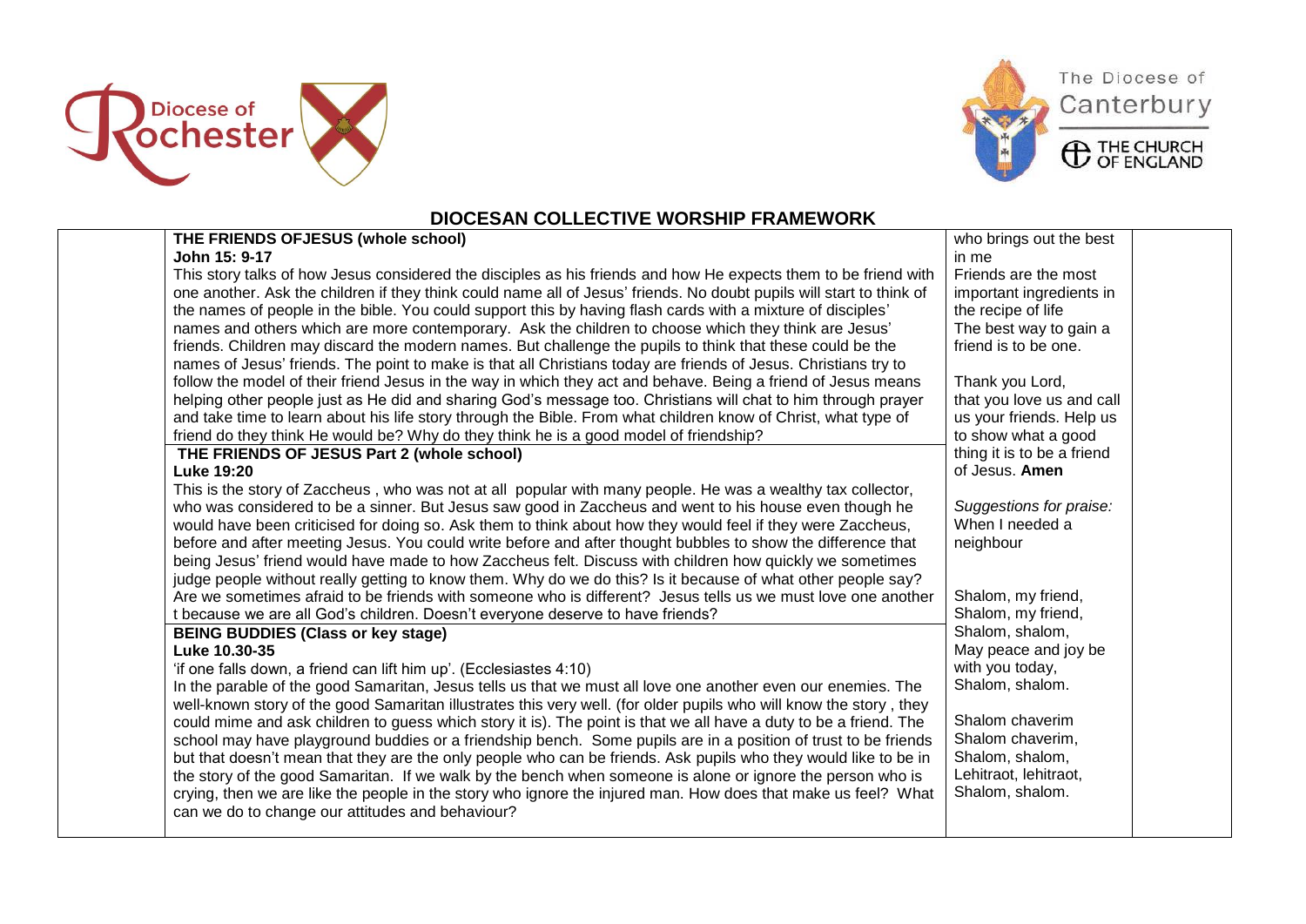Diocese of Rochester

The Diocese of Canterbury

THE CHURCH OF ENGLAND

## DIOCESAN COLLECTIVE WORSHIP FRAMEWORK

| | | | |
|---|---|---|---|
| | **THE FRIENDS OFJESUS (whole school)**<br>**John 15: 9-17**<br>This story talks of how Jesus considered the disciples as his friends and how He expects them to be friend with one another. Ask the children if they think could name all of Jesus' friends. No doubt pupils will start to think of the names of people in the bible. You could support this by having flash cards with a mixture of disciples' names and others which are more contemporary. Ask the children to choose which they think are Jesus' friends. Children may discard the modern names. But challenge the pupils to think that these could be the names of Jesus' friends. The point to make is that all Christians today are friends of Jesus. Christians try to follow the model of their friend Jesus in the way in which they act and behave. Being a friend of Jesus means helping other people just as He did and sharing God's message too. Christians will chat to him through prayer and take time to learn about his life story through the Bible. From what children know of Christ, what type of friend do they think He would be? Why do they think he is a good model of friendship?<br>**THE FRIENDS OF JESUS Part 2 (whole school)**<br>**Luke 19:20**<br>This is the story of Zaccheus , who was not at all popular with many people. He was a wealthy tax collector, who was considered to be a sinner. But Jesus saw good in Zaccheus and went to his house even though he would have been criticised for doing so. Ask them to think about how they would feel if they were Zaccheus, before and after meeting Jesus. You could write before and after thought bubbles to show the difference that being Jesus' friend would have made to how Zaccheus felt. Discuss with children how quickly we sometimes judge people without really getting to know them. Why do we do this? Is it because of what other people say? Are we sometimes afraid to be friends with someone who is different? Jesus tells us we must love one another t because we are all God's children. Doesn't everyone deserve to have friends?<br>**BEING BUDDIES (Class or key stage)**<br>**Luke 10.30-35**<br>'if one falls down, a friend can lift him up'. (Ecclesiastes 4:10)<br>In the parable of the good Samaritan, Jesus tells us that we must all love one another even our enemies. The well-known story of the good Samaritan illustrates this very well. (for older pupils who will know the story , they could mime and ask children to guess which story it is). The point is that we all have a duty to be a friend. The school may have playground buddies or a friendship bench. Some pupils are in a position of trust to be friends but that doesn't mean that they are the only people who can be friends. Ask pupils who they would like to be in the story of the good Samaritan. If we walk by the bench when someone is alone or ignore the person who is crying, then we are like the people in the story who ignore the injured man. How does that make us feel? What can we do to change our attitudes and behaviour? | who brings out the best in me<br>Friends are the most important ingredients in the recipe of life<br>The best way to gain a friend is to be one.<br><br>Thank you Lord, that you love us and call us your friends. Help us to show what a good thing it is to be a friend of Jesus. **Amen**<br><br>*Suggestions for praise:*<br>When I needed a neighbour<br><br>Shalom, my friend,<br>Shalom, my friend,<br>Shalom, shalom,<br>May peace and joy be with you today,<br>Shalom, shalom.<br><br>Shalom chaverim<br>Shalom chaverim,<br>Shalom, shalom,<br>Lehitraot, lehitraot,<br>Shalom, shalom. | |